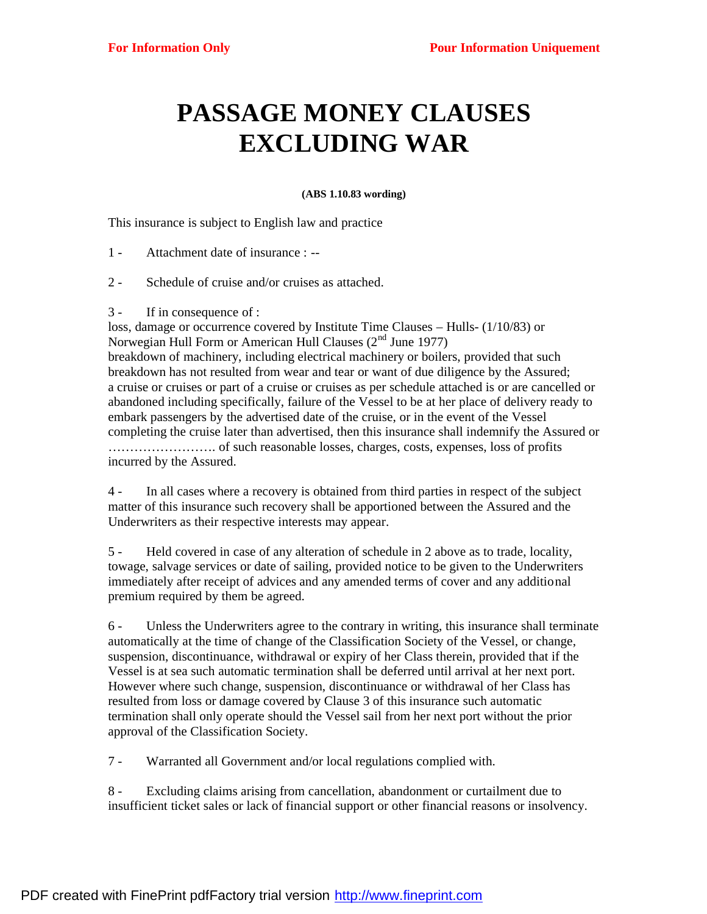# PASSAGE MONEY CLAUSES EXCLUDING WAR

**(ABS 1.10.83 wording)**

This insurance is subject to English law and practice

1 - Attachment date of insurance : --

2 - Schedule of cruise and/or cruises as attached.

3 - If in consequence of :
loss, damage or occurrence covered by Institute Time Clauses – Hulls- (1/10/83) or Norwegian Hull Form or American Hull Clauses (2nd June 1977)
breakdown of machinery, including electrical machinery or boilers, provided that such breakdown has not resulted from wear and tear or want of due diligence by the Assured;
a cruise or cruises or part of a cruise or cruises as per schedule attached is or are cancelled or abandoned including specifically, failure of the Vessel to be at her place of delivery ready to embark passengers by the advertised date of the cruise, or in the event of the Vessel completing the cruise later than advertised, then this insurance shall indemnify the Assured or ……………………. of such reasonable losses, charges, costs, expenses, loss of profits incurred by the Assured.

4 - In all cases where a recovery is obtained from third parties in respect of the subject matter of this insurance such recovery shall be apportioned between the Assured and the Underwriters as their respective interests may appear.

5 - Held covered in case of any alteration of schedule in 2 above as to trade, locality, towage, salvage services or date of sailing, provided notice to be given to the Underwriters immediately after receipt of advices and any amended terms of cover and any additional premium required by them be agreed.

6 - Unless the Underwriters agree to the contrary in writing, this insurance shall terminate automatically at the time of change of the Classification Society of the Vessel, or change, suspension, discontinuance, withdrawal or expiry of her Class therein, provided that if the Vessel is at sea such automatic termination shall be deferred until arrival at her next port. However where such change, suspension, discontinuance or withdrawal of her Class has resulted from loss or damage covered by Clause 3 of this insurance such automatic termination shall only operate should the Vessel sail from her next port without the prior approval of the Classification Society.

7 - Warranted all Government and/or local regulations complied with.

8 - Excluding claims arising from cancellation, abandonment or curtailment due to insufficient ticket sales or lack of financial support or other financial reasons or insolvency.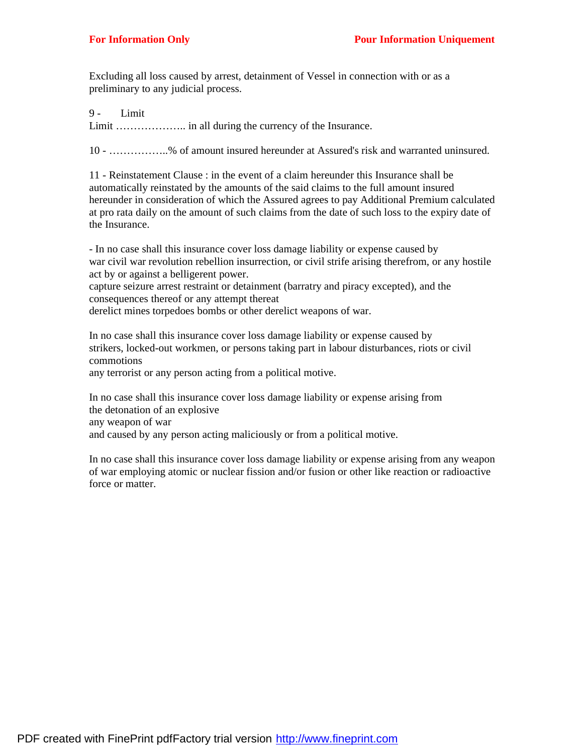Excluding all loss caused by arrest, detainment of Vessel in connection with or as a preliminary to any judicial process.

9 - Limit

Limit ……………….. in all during the currency of the Insurance.

10 - ……………..% of amount insured hereunder at Assured's risk and warranted uninsured.

11 - Reinstatement Clause : in the event of a claim hereunder this Insurance shall be automatically reinstated by the amounts of the said claims to the full amount insured hereunder in consideration of which the Assured agrees to pay Additional Premium calculated at pro rata daily on the amount of such claims from the date of such loss to the expiry date of the Insurance.

- In no case shall this insurance cover loss damage liability or expense caused by
war civil war revolution rebellion insurrection, or civil strife arising therefrom, or any hostile act by or against a belligerent power.
capture seizure arrest restraint or detainment (barratry and piracy excepted), and the consequences thereof or any attempt thereat
derelict mines torpedoes bombs or other derelict weapons of war.

In no case shall this insurance cover loss damage liability or expense caused by
strikers, locked-out workmen, or persons taking part in labour disturbances, riots or civil commotions
any terrorist or any person acting from a political motive.

In no case shall this insurance cover loss damage liability or expense arising from
the detonation of an explosive
any weapon of war
and caused by any person acting maliciously or from a political motive.

In no case shall this insurance cover loss damage liability or expense arising from any weapon of war employing atomic or nuclear fission and/or fusion or other like reaction or radioactive force or matter.